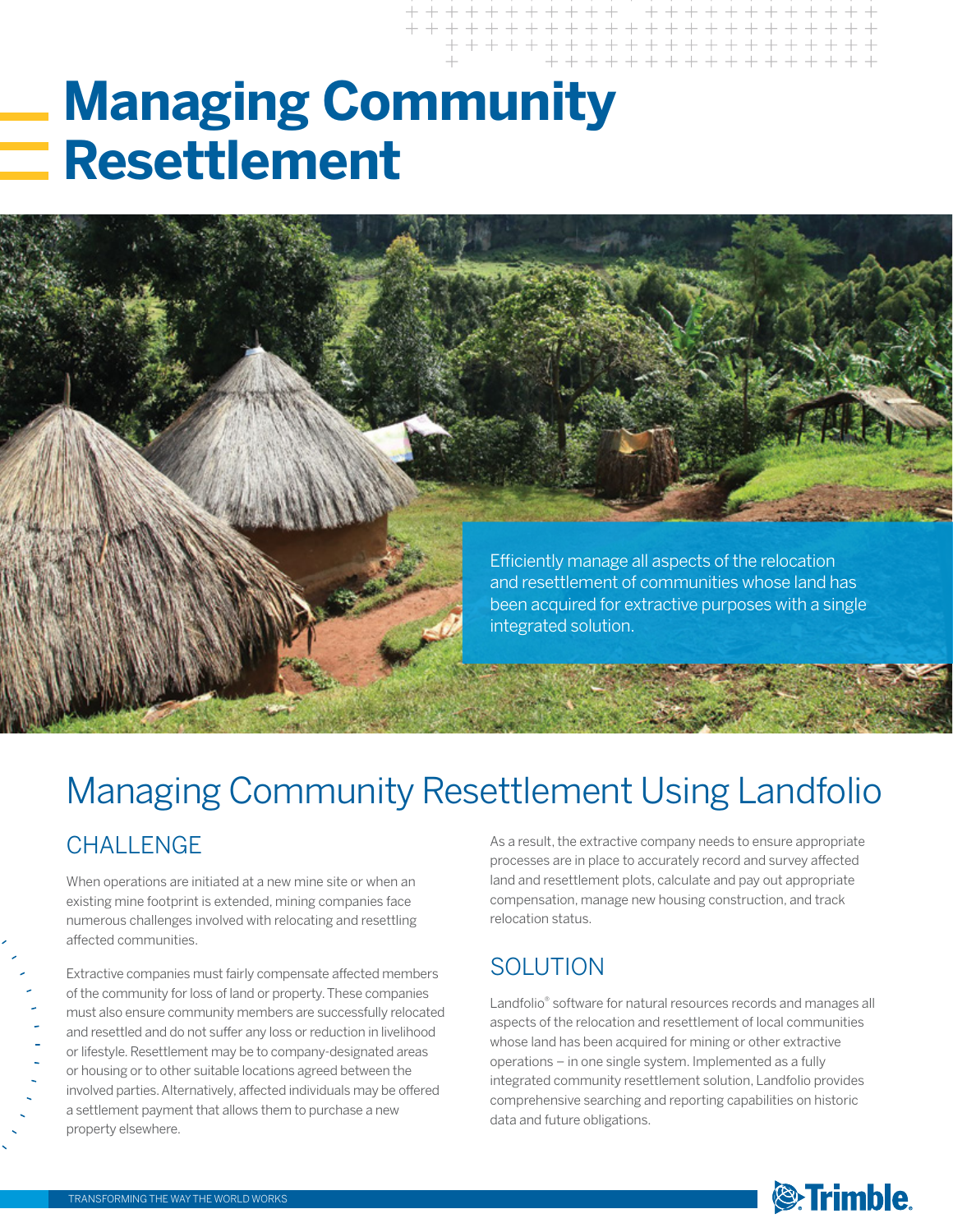# Managing Community Resettlement

Efficiently manage all aspects of the relocation and resettlement of communities whose land has been acquired for extractive purposes with a single integrated solution.

## Managing Community Resettlement Using Landfolio

### CHALLENGE

When operations are initiated at a new mine site or when an existing mine footprint is extended, mining companies face numerous challenges involved with relocating and resettling affected communities.

Extractive companies must fairly compensate affected members of the community for loss of land or property. These companies must also ensure community members are successfully relocated and resettled and do not suffer any loss or reduction in livelihood or lifestyle. Resettlement may be to company-designated areas or housing or to other suitable locations agreed between the involved parties. Alternatively, affected individuals may be offered a settlement payment that allows them to purchase a new property elsewhere.

As a result, the extractive company needs to ensure appropriate processes are in place to accurately record and survey affected land and resettlement plots, calculate and pay out appropriate compensation, manage new housing construction, and track relocation status.

### SOLUTION

Landfolio® software for natural resources records and manages all aspects of the relocation and resettlement of local communities whose land has been acquired for mining or other extractive operations – in one single system. Implemented as a fully integrated community resettlement solution, Landfolio provides comprehensive searching and reporting capabilities on historic data and future obligations.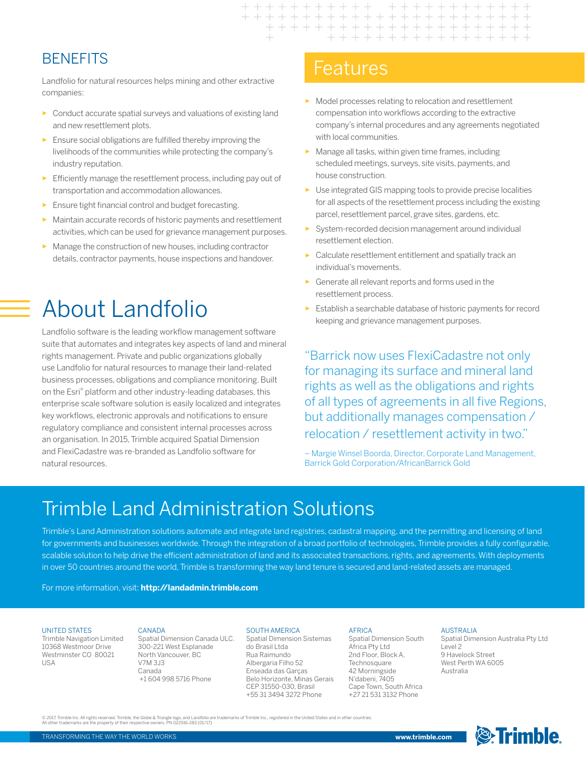## BENEFITS

Landfolio for natural resources helps mining and other extractive companies:

- Conduct accurate spatial surveys and valuations of existing land and new resettlement plots.
- Ensure social obligations are fulfilled thereby improving the livelihoods of the communities while protecting the company's industry reputation.
- Efficiently manage the resettlement process, including pay out of transportation and accommodation allowances.
- Ensure tight financial control and budget forecasting.
- Maintain accurate records of historic payments and resettlement activities, which can be used for grievance management purposes.
- Manage the construction of new houses, including contractor details, contractor payments, house inspections and handover.

# About Landfolio

Landfolio software is the leading workflow management software suite that automates and integrates key aspects of land and mineral rights management. Private and public organizations globally use Landfolio for natural resources to manage their land-related business processes, obligations and compliance monitoring. Built on the Esri® platform and other industry-leading databases, this enterprise scale software solution is easily localized and integrates key workflows, electronic approvals and notifications to ensure regulatory compliance and consistent internal processes across an organisation. In 2015, Trimble acquired Spatial Dimension and FlexiCadastre was re-branded as Landfolio software for natural resources.

## Features

- Model processes relating to relocation and resettlement compensation into workflows according to the extractive company's internal procedures and any agreements negotiated with local communities.
- Manage all tasks, within given time frames, including scheduled meetings, surveys, site visits, payments, and house construction.
- Use integrated GIS mapping tools to provide precise localities for all aspects of the resettlement process including the existing parcel, resettlement parcel, grave sites, gardens, etc.
- System-recorded decision management around individual resettlement election.
- Calculate resettlement entitlement and spatially track an individual's movements.
- Generate all relevant reports and forms used in the resettlement process.
- Establish a searchable database of historic payments for record keeping and grievance management purposes.

"Barrick now uses FlexiCadastre not only for managing its surface and mineral land rights as well as the obligations and rights of all types of agreements in all five Regions, but additionally manages compensation / relocation / resettlement activity in two."

– Margie Winsel Boorda, Director, Corporate Land Management, Barrick Gold Corporation/AfricanBarrick Gold

# Trimble Land Administration Solutions

Trimble's Land Administration solutions automate and integrate land registries, cadastral mapping, and the permitting and licensing of land for governments and businesses worldwide. Through the integration of a broad portfolio of technologies, Trimble provides a fully configurable, scalable solution to help drive the efficient administration of land and its associated transactions, rights, and agreements. With deployments in over 50 countries around the world, Trimble is transforming the way land tenure is secured and land-related assets are managed.

For more information, visit: **http://landadmin.trimble.com**

UNITED STATES
Trimble Navigation Limited
10368 Westmoor Drive
Westminster CO 80021
USA

CANADA
Spatial Dimension Canada ULC.
300-221 West Esplanade
North Vancouver, BC
V7M 3J3
Canada
+1 604 998 5716 Phone

SOUTH AMERICA
Spatial Dimension Sistemas do Brasil Ltda
Rua Raimundo
Albergaria Filho 52
Enseada das Garças
Belo Horizonte, Minas Gerais
CEP 31550-030, Brasil
+55 31 3494 3272 Phone

AFRICA
Spatial Dimension South Africa Pty Ltd
2nd Floor, Block A,
Technosquare
42 Morningside
N'dabeni, 7405
Cape Town, South Africa
+27 21 531 3132 Phone

AUSTRALIA
Spatial Dimension Australia Pty Ltd
Level 2
9 Havelock Street
West Perth WA 6005
Australia

© 2017, Trimble Inc. All rights reserved. Trimble, the Globe & Triangle logo, and Landfolio are trademarks of Trimble Inc., registered in the United States and in other countries. All other trademarks are the property of their respective owners. PN 022516-283 (01/17)

TRANSFORMING THE WAY THE WORLD WORKS

**www.trimble.com**